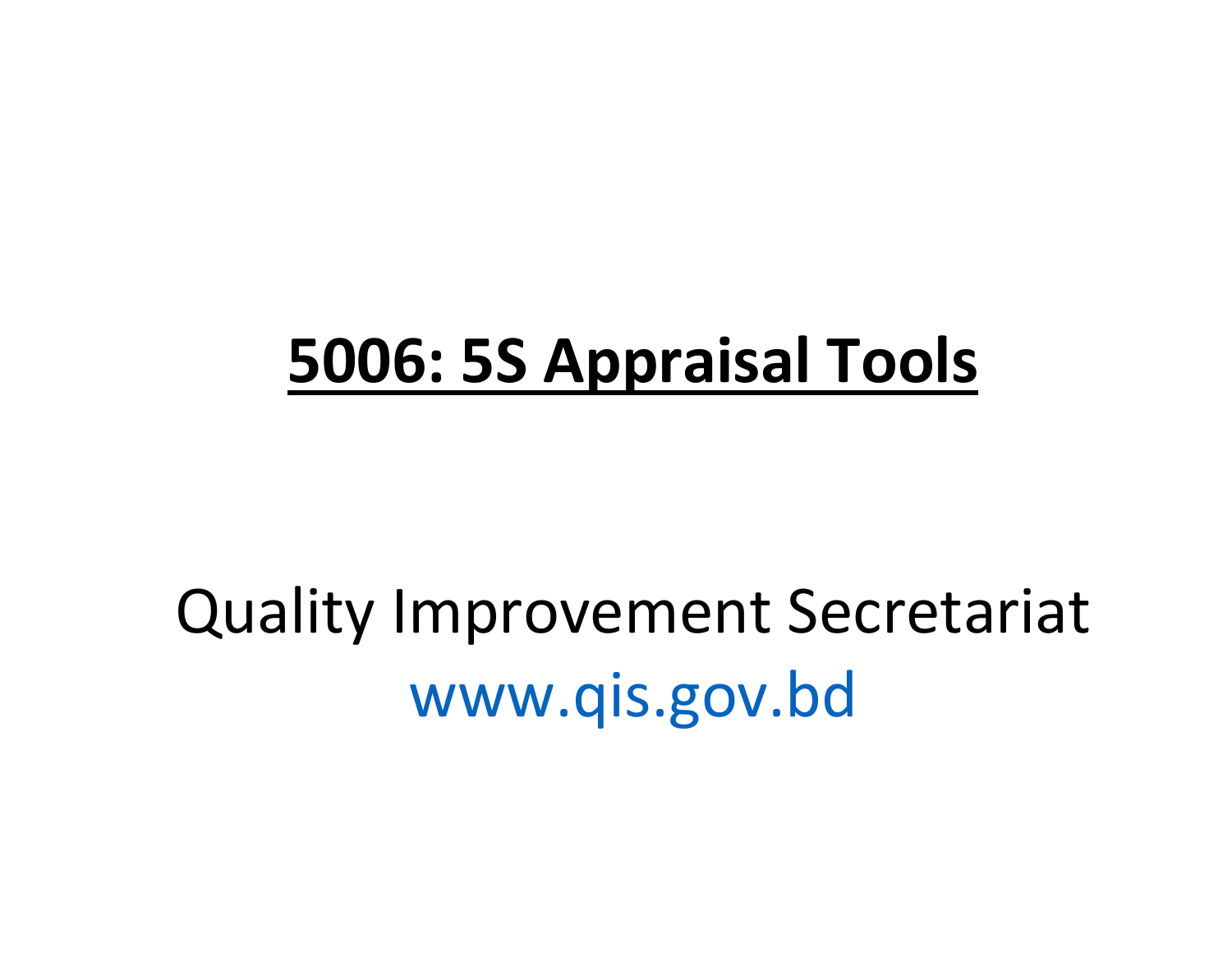# 5006: 5S Appraisal Tools

Quality Improvement Secretariat

www.qis.gov.bd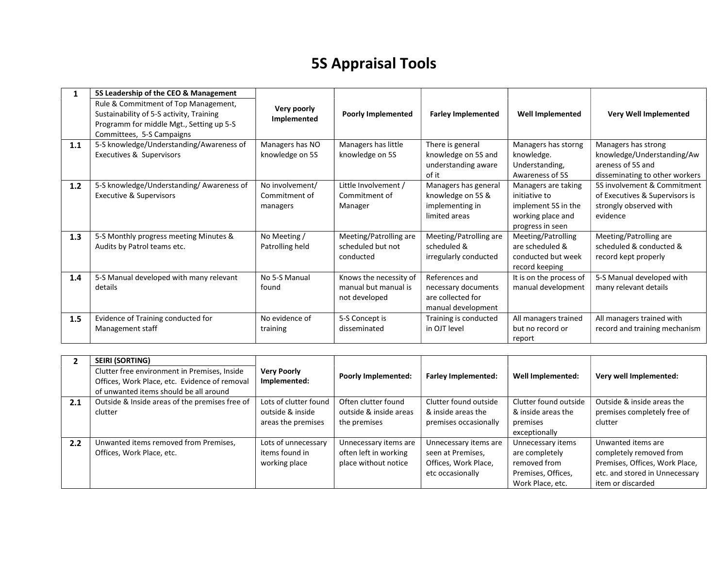# 5S Appraisal Tools

| 1 | 5S Leadership of the CEO & Management<br>Rule & Commitment of Top Management, Sustainability of 5-S activity, Training Programm for middle Mgt., Setting up 5-S Committees, 5-S Campaigns | Very poorly Implemented | Poorly Implemented | Farley Implemented | Well Implemented | Very Well Implemented |
|---|---|---|---|---|---|---|
| 1.1 | 5-S knowledge/Understanding/Awareness of Executives & Supervisors | Managers has NO knowledge on 5S | Managers has little knowledge on 5S | There is general knowledge on 5S and understanding aware of it | Managers has storng knowledge. Understanding, Awareness of 5S | Managers has strong knowledge/Understanding/Awareness of 5S and disseminating to other workers |
| 1.2 | 5-S knowledge/Understanding/ Awareness of Executive & Supervisors | No involvement/ Commitment of managers | Little Involvement / Commitment of Manager | Managers has general knowledge on 5S & implementing in limited areas | Managers are taking initiative to implement 5S in the working place and progress in seen | 5S involvement & Commitment of Executives & Supervisors is strongly observed with evidence |
| 1.3 | 5-S Monthly progress meeting Minutes & Audits by Patrol teams etc. | No Meeting / Patrolling held | Meeting/Patrolling are scheduled but not conducted | Meeting/Patrolling are scheduled & irregularly conducted | Meeting/Patrolling are scheduled & conducted but week record keeping | Meeting/Patrolling are scheduled & conducted & record kept properly |
| 1.4 | 5-S Manual developed with many relevant details | No 5-S Manual found | Knows the necessity of manual but manual is not developed | References and necessary documents are collected for manual development | It is on the process of manual development | 5-S Manual developed with many relevant details |
| 1.5 | Evidence of Training conducted for Management staff | No evidence of training | 5-S Concept is disseminated | Training is conducted in OJT level | All managers trained but no record or report | All managers trained with record and training mechanism |

| 2 | SEIRI (SORTING)<br>Clutter free environment in Premises, Inside Offices, Work Place, etc. Evidence of removal of unwanted items should be all around | Very Poorly Implemented: | Poorly Implemented: | Farley Implemented: | Well Implemented: | Very well Implemented: |
|---|---|---|---|---|---|---|
| 2.1 | Outside & Inside areas of the premises free of clutter | Lots of clutter found outside & inside areas the premises | Often clutter found outside & inside areas the premises | Clutter found outside & inside areas the premises occasionally | Clutter found outside & inside areas the premises exceptionally | Outside & inside areas the premises completely free of clutter |
| 2.2 | Unwanted items removed from Premises, Offices, Work Place, etc. | Lots of unnecessary items found in working place | Unnecessary items are often left in working place without notice | Unnecessary items are seen at Premises, Offices, Work Place, etc occasionally | Unnecessary items are completely removed from Premises, Offices, Work Place, etc. | Unwanted items are completely removed from Premises, Offices, Work Place, etc. and stored in Unnecessary item or discarded |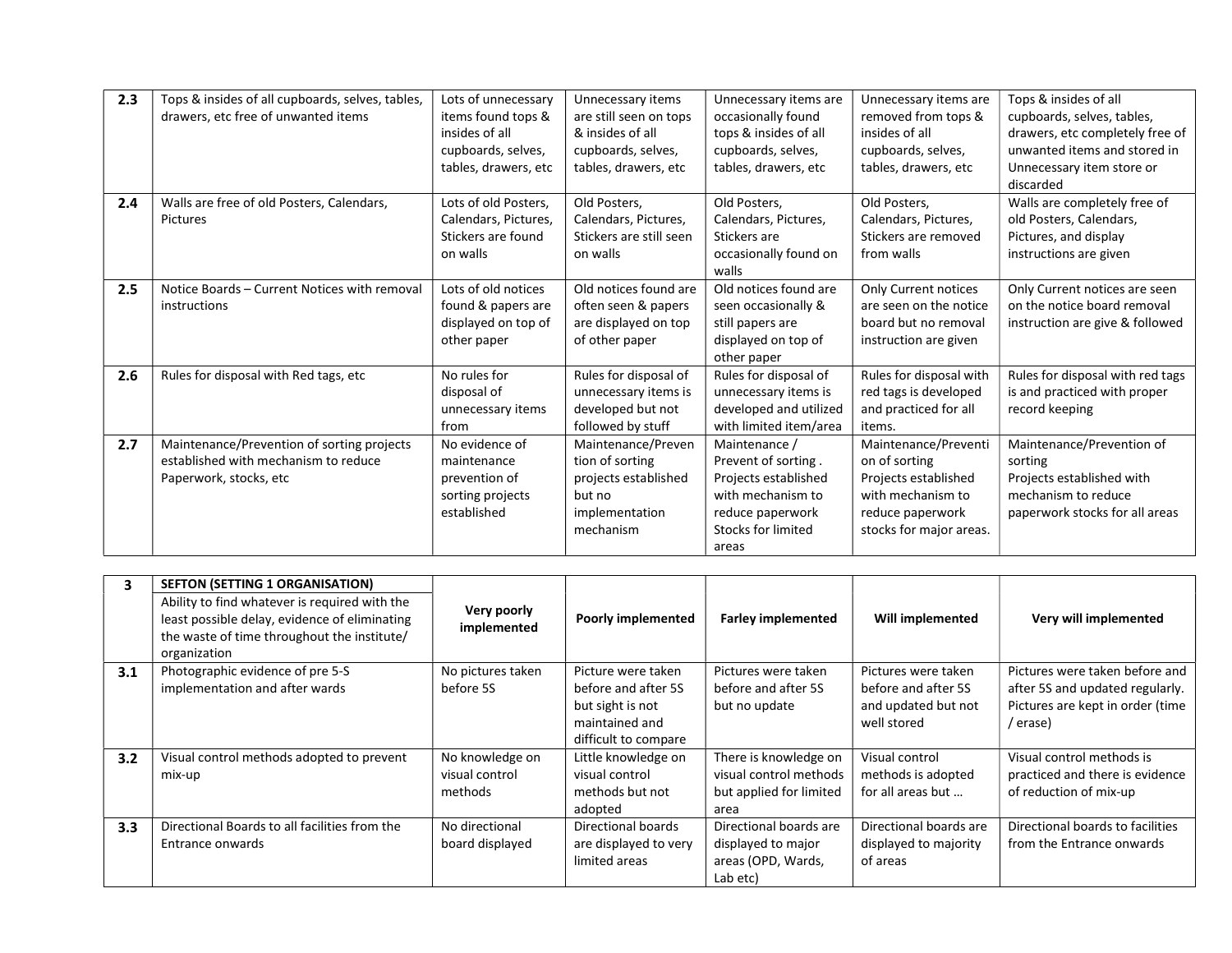| | | | | | | |
|---|---|---|---|---|---|---|
| **2.3** | Tops & insides of all cupboards, selves, tables, drawers, etc free of unwanted items | Lots of unnecessary items found tops & insides of all cupboards, selves, tables, drawers, etc | Unnecessary items are still seen on tops & insides of all cupboards, selves, tables, drawers, etc | Unnecessary items are occasionally found tops & insides of all cupboards, selves, tables, drawers, etc | Unnecessary items are removed from tops & insides of all cupboards, selves, tables, drawers, etc | Tops & insides of all cupboards, selves, tables, drawers, etc completely free of unwanted items and stored in Unnecessary item store or discarded |
| **2.4** | Walls are free of old Posters, Calendars, Pictures | Lots of old Posters, Calendars, Pictures, Stickers are found on walls | Old Posters, Calendars, Pictures, Stickers are still seen on walls | Old Posters, Calendars, Pictures, Stickers are occasionally found on walls | Old Posters, Calendars, Pictures, Stickers are removed from walls | Walls are completely free of old Posters, Calendars, Pictures, and display instructions are given |
| **2.5** | Notice Boards – Current Notices with removal instructions | Lots of old notices found & papers are displayed on top of other paper | Old notices found are often seen & papers are displayed on top of other paper | Old notices found are seen occasionally & still papers are displayed on top of other paper | Only Current notices are seen on the notice board but no removal instruction are given | Only Current notices are seen on the notice board removal instruction are give & followed |
| **2.6** | Rules for disposal with Red tags, etc | No rules for disposal of unnecessary items from | Rules for disposal of unnecessary items is developed but not followed by stuff | Rules for disposal of unnecessary items is developed and utilized with limited item/area | Rules for disposal with red tags is developed and practiced for all items. | Rules for disposal with red tags is and practiced with proper record keeping |
| **2.7** | Maintenance/Prevention of sorting projects established with mechanism to reduce Paperwork, stocks, etc | No evidence of maintenance prevention of sorting projects established | Maintenance/Prevention of sorting projects established but no implementation mechanism | Maintenance / Prevent of sorting . Projects established with mechanism to reduce paperwork Stocks for limited areas | Maintenance/Prevention of sorting Projects established with mechanism to reduce paperwork stocks for major areas. | Maintenance/Prevention of sorting Projects established with mechanism to reduce paperwork stocks for all areas |

| **3** | **SEFTON (SETTING 1 ORGANISATION)** Ability to find whatever is required with the least possible delay, evidence of eliminating the waste of time throughout the institute/ organization | **Very poorly implemented** | **Poorly implemented** | **Farley implemented** | **Will implemented** | **Very will implemented** |
|---|---|---|---|---|---|---|
| **3.1** | Photographic evidence of pre 5-S implementation and after wards | No pictures taken before 5S | Picture were taken before and after 5S but sight is not maintained and difficult to compare | Pictures were taken before and after 5S but no update | Pictures were taken before and after 5S and updated but not well stored | Pictures were taken before and after 5S and updated regularly. Pictures are kept in order (time / erase) |
| **3.2** | Visual control methods adopted to prevent mix-up | No knowledge on visual control methods | Little knowledge on visual control methods but not adopted | There is knowledge on visual control methods but applied for limited area | Visual control methods is adopted for all areas but … | Visual control methods is practiced and there is evidence of reduction of mix-up |
| **3.3** | Directional Boards to all facilities from the Entrance onwards | No directional board displayed | Directional boards are displayed to very limited areas | Directional boards are displayed to major areas (OPD, Wards, Lab etc) | Directional boards are displayed to majority of areas | Directional boards to facilities from the Entrance onwards |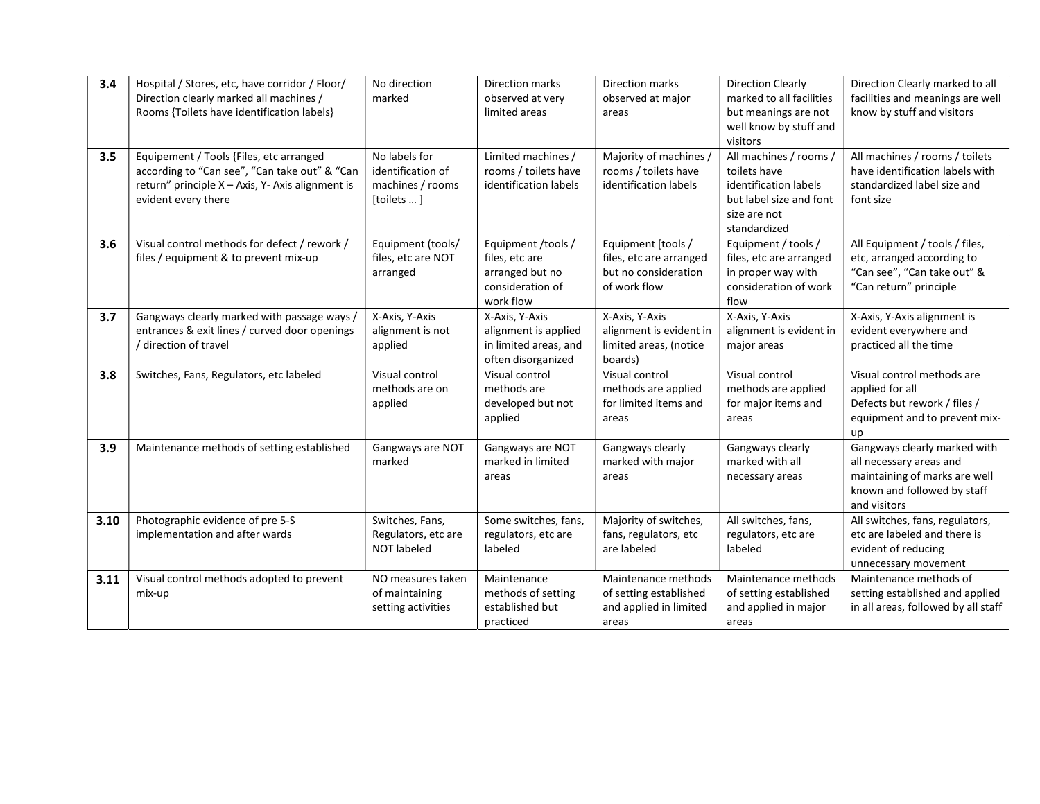| 3.4 | Hospital / Stores, etc, have corridor / Floor/ Direction clearly marked all machines / Rooms {Toilets have identification labels} | No direction marked | Direction marks observed at very limited areas | Direction marks observed at major areas | Direction Clearly marked to all facilities but meanings are not well know by stuff and visitors | Direction Clearly marked to all facilities and meanings are well know by stuff and visitors |
|---|---|---|---|---|---|---|
| 3.5 | Equipement / Tools {Files, etc arranged according to "Can see", "Can take out" & "Can return" principle X – Axis, Y- Axis alignment is evident every there | No labels for identification of machines / rooms [toilets … ] | Limited machines / rooms / toilets have identification labels | Majority of machines / rooms / toilets have identification labels | All machines / rooms / toilets have identification labels but label size and font size are not standardized | All machines / rooms / toilets have identification labels with standardized label size and font size |
| 3.6 | Visual control methods for defect / rework / files / equipment & to prevent mix-up | Equipment (tools/ files, etc are NOT arranged | Equipment /tools / files, etc are arranged but no consideration of work flow | Equipment [tools / files, etc are arranged but no consideration of work flow | Equipment / tools / files, etc are arranged in proper way with consideration of work flow | All Equipment / tools / files, etc, arranged according to "Can see", "Can take out" & "Can return" principle |
| 3.7 | Gangways clearly marked with passage ways / entrances & exit lines / curved door openings / direction of travel | X-Axis, Y-Axis alignment is not applied | X-Axis, Y-Axis alignment is applied in limited areas, and often disorganized | X-Axis, Y-Axis alignment is evident in limited areas, (notice boards) | X-Axis, Y-Axis alignment is evident in major areas | X-Axis, Y-Axis alignment is evident everywhere and practiced all the time |
| 3.8 | Switches, Fans, Regulators, etc labeled | Visual control methods are on applied | Visual control methods are developed but not applied | Visual control methods are applied for limited items and areas | Visual control methods are applied for major items and areas | Visual control methods are applied for all Defects but rework / files / equipment and to prevent mix-up |
| 3.9 | Maintenance methods of setting established | Gangways are NOT marked | Gangways are NOT marked in limited areas | Gangways clearly marked with major areas | Gangways clearly marked with all necessary areas | Gangways clearly marked with all necessary areas and maintaining of marks are well known and followed by staff and visitors |
| 3.10 | Photographic evidence of pre 5-S implementation and after wards | Switches, Fans, Regulators, etc are NOT labeled | Some switches, fans, regulators, etc are labeled | Majority of switches, fans, regulators, etc are labeled | All switches, fans, regulators, etc are labeled | All switches, fans, regulators, etc are labeled and there is evident of reducing unnecessary movement |
| 3.11 | Visual control methods adopted to prevent mix-up | NO measures taken of maintaining setting activities | Maintenance methods of setting established but practiced | Maintenance methods of setting established and applied in limited areas | Maintenance methods of setting established and applied in major areas | Maintenance methods of setting established and applied in all areas, followed by all staff |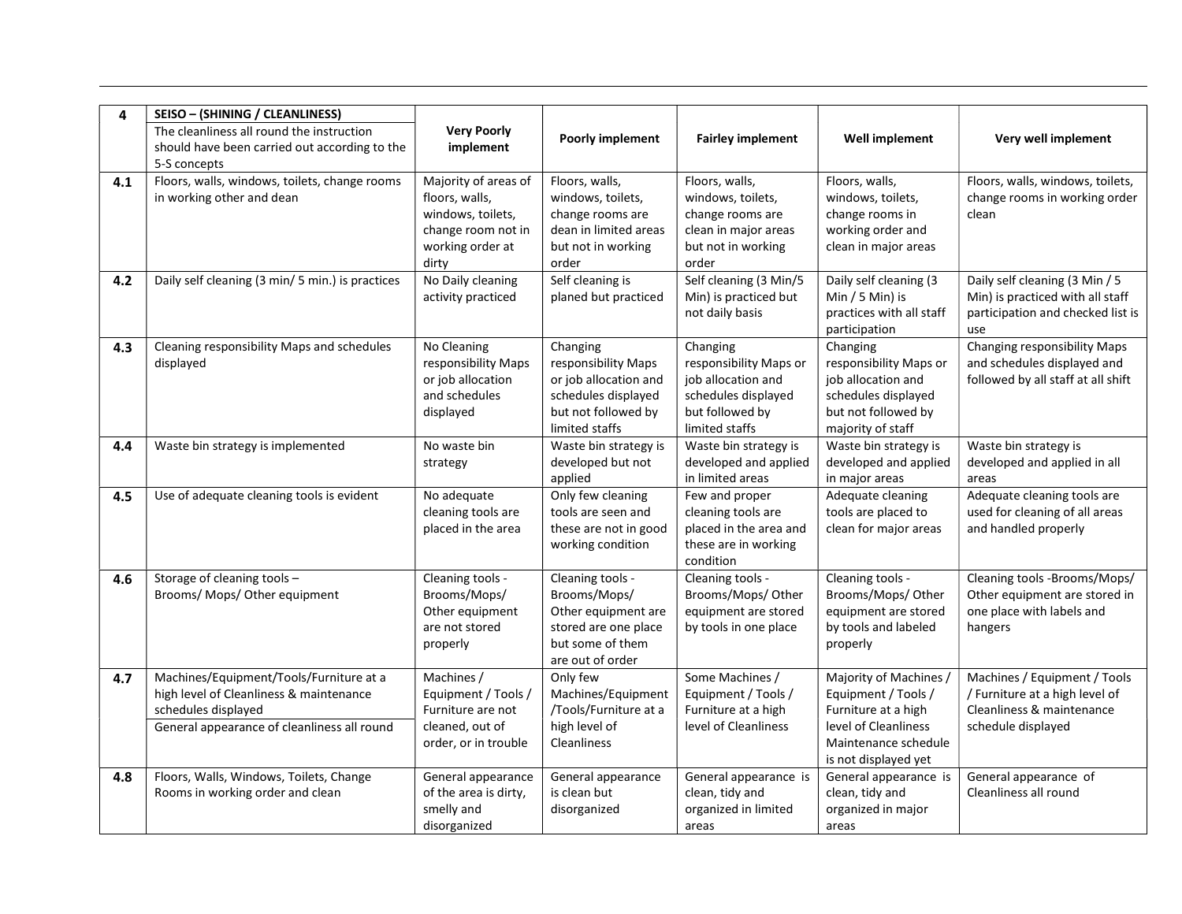| 4 | **SEISO – (SHINING / CLEANLINESS)** The cleanliness all round the instruction should have been carried out according to the 5-S concepts | **Very Poorly implement** | **Poorly implement** | **Fairley implement** | **Well implement** | **Very well implement** |
|---|---|---|---|---|---|---|
| **4.1** | Floors, walls, windows, toilets, change rooms in working other and dean | Majority of areas of floors, walls, windows, toilets, change room not in working order at dirty | Floors, walls, windows, toilets, change rooms are dean in limited areas but not in working order | Floors, walls, windows, toilets, change rooms are clean in major areas but not in working order | Floors, walls, windows, toilets, change rooms in working order and clean in major areas | Floors, walls, windows, toilets, change rooms in working order clean |
| **4.2** | Daily self cleaning (3 min/ 5 min.) is practices | No Daily cleaning activity practiced | Self cleaning is planed but practiced | Self cleaning (3 Min/5 Min) is practiced but not daily basis | Daily self cleaning (3 Min / 5 Min) is practices with all staff participation | Daily self cleaning (3 Min / 5 Min) is practiced with all staff participation and checked list is use |
| **4.3** | Cleaning responsibility Maps and schedules displayed | No Cleaning responsibility Maps or job allocation and schedules displayed | Changing responsibility Maps or job allocation and schedules displayed but not followed by limited staffs | Changing responsibility Maps or job allocation and schedules displayed but followed by limited staffs | Changing responsibility Maps or job allocation and schedules displayed but not followed by majority of staff | Changing responsibility Maps and schedules displayed and followed by all staff at all shift |
| **4.4** | Waste bin strategy is implemented | No waste bin strategy | Waste bin strategy is developed but not applied | Waste bin strategy is developed and applied in limited areas | Waste bin strategy is developed and applied in major areas | Waste bin strategy is developed and applied in all areas |
| **4.5** | Use of adequate cleaning tools is evident | No adequate cleaning tools are placed in the area | Only few cleaning tools are seen and these are not in good working condition | Few and proper cleaning tools are placed in the area and these are in working condition | Adequate cleaning tools are placed to clean for major areas | Adequate cleaning tools are used for cleaning of all areas and handled properly |
| **4.6** | Storage of cleaning tools – Brooms/ Mops/ Other equipment | Cleaning tools - Brooms/Mops/ Other equipment are not stored properly | Cleaning tools - Brooms/Mops/ Other equipment are stored are one place but some of them are out of order | Cleaning tools - Brooms/Mops/ Other equipment are stored by tools in one place | Cleaning tools - Brooms/Mops/ Other equipment are stored by tools and labeled properly | Cleaning tools -Brooms/Mops/ Other equipment are stored in one place with labels and hangers |
| **4.7** | Machines/Equipment/Tools/Furniture at a high level of Cleanliness & maintenance schedules displayed<br>General appearance of cleanliness all round | Machines / Equipment / Tools / Furniture are not cleaned, out of order, or in trouble | Only few Machines/Equipment /Tools/Furniture at a high level of Cleanliness | Some Machines / Equipment / Tools / Furniture at a high level of Cleanliness | Majority of Machines / Equipment / Tools / Furniture at a high level of Cleanliness Maintenance schedule is not displayed yet | Machines / Equipment / Tools / Furniture at a high level of Cleanliness & maintenance schedule displayed |
| **4.8** | Floors, Walls, Windows, Toilets, Change Rooms in working order and clean | General appearance of the area is dirty, smelly and disorganized | General appearance is clean but disorganized | General appearance is clean, tidy and organized in limited areas | General appearance is clean, tidy and organized in major areas | General appearance of Cleanliness all round |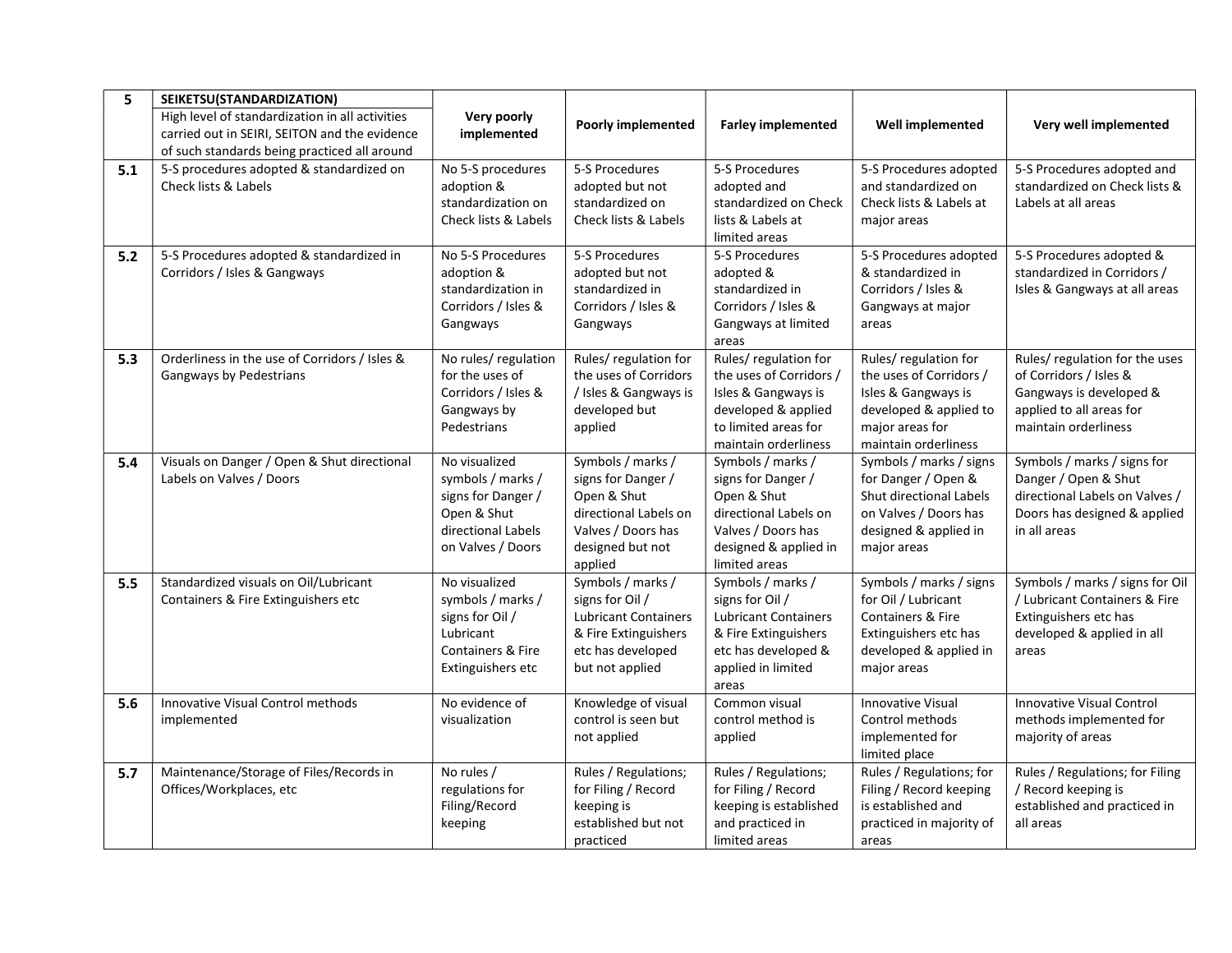| 5 | SEIKETSU(STANDARDIZATION)<br>High level of standardization in all activities carried out in SEIRI, SEITON and the evidence of such standards being practiced all around | Very poorly implemented | Poorly implemented | Farley implemented | Well implemented | Very well implemented |
|---|---|---|---|---|---|---|
| **5.1** | 5-S procedures adopted & standardized on Check lists & Labels | No 5-S procedures adoption & standardization on Check lists & Labels | 5-S Procedures adopted but not standardized on Check lists & Labels | 5-S Procedures adopted and standardized on Check lists & Labels at limited areas | 5-S Procedures adopted and standardized on Check lists & Labels at major areas | 5-S Procedures adopted and standardized on Check lists & Labels at all areas |
| **5.2** | 5-S Procedures adopted & standardized in Corridors / Isles & Gangways | No 5-S Procedures adoption & standardization in Corridors / Isles & Gangways | 5-S Procedures adopted but not standardized in Corridors / Isles & Gangways | 5-S Procedures adopted & standardized in Corridors / Isles & Gangways at limited areas | 5-S Procedures adopted & standardized in Corridors / Isles & Gangways at major areas | 5-S Procedures adopted & standardized in Corridors / Isles & Gangways at all areas |
| **5.3** | Orderliness in the use of Corridors / Isles & Gangways by Pedestrians | No rules/ regulation for the uses of Corridors / Isles & Gangways by Pedestrians | Rules/ regulation for the uses of Corridors / Isles & Gangways is developed but applied | Rules/ regulation for the uses of Corridors / Isles & Gangways is developed & applied to limited areas for maintain orderliness | Rules/ regulation for the uses of Corridors / Isles & Gangways is developed & applied to major areas for maintain orderliness | Rules/ regulation for the uses of Corridors / Isles & Gangways is developed & applied to all areas for maintain orderliness |
| **5.4** | Visuals on Danger / Open & Shut directional Labels on Valves / Doors | No visualized symbols / marks / signs for Danger / Open & Shut directional Labels on Valves / Doors | Symbols / marks / signs for Danger / Open & Shut directional Labels on Valves / Doors has designed but not applied | Symbols / marks / signs for Danger / Open & Shut directional Labels on Valves / Doors has designed & applied in limited areas | Symbols / marks / signs for Danger / Open & Shut directional Labels on Valves / Doors has designed & applied in major areas | Symbols / marks / signs for Danger / Open & Shut directional Labels on Valves / Doors has designed & applied in all areas |
| **5.5** | Standardized visuals on Oil/Lubricant Containers & Fire Extinguishers etc | No visualized symbols / marks / signs for Oil / Lubricant Containers & Fire Extinguishers etc | Symbols / marks / signs for Oil / Lubricant Containers & Fire Extinguishers etc has developed but not applied | Symbols / marks / signs for Oil / Lubricant Containers & Fire Extinguishers etc has developed & applied in limited areas | Symbols / marks / signs for Oil / Lubricant Containers & Fire Extinguishers etc has developed & applied in major areas | Symbols / marks / signs for Oil / Lubricant Containers & Fire Extinguishers etc has developed & applied in all areas |
| **5.6** | Innovative Visual Control methods implemented | No evidence of visualization | Knowledge of visual control is seen but not applied | Common visual control method is applied | Innovative Visual Control methods implemented for limited place | Innovative Visual Control methods implemented for majority of areas |
| **5.7** | Maintenance/Storage of Files/Records in Offices/Workplaces, etc | No rules / regulations for Filing/Record keeping | Rules / Regulations; for Filing / Record keeping is established but not practiced | Rules / Regulations; for Filing / Record keeping is established and practiced in limited areas | Rules / Regulations; for Filing / Record keeping is established and practiced in majority of areas | Rules / Regulations; for Filing / Record keeping is established and practiced in all areas |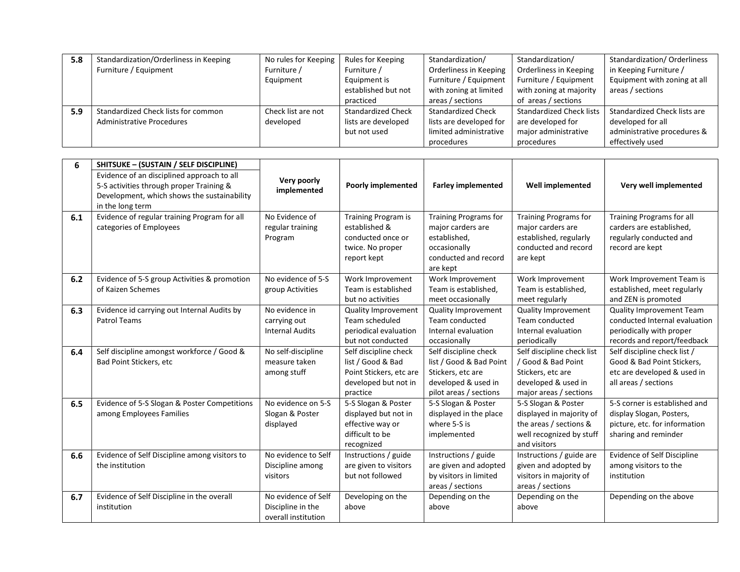| | | | | | | |
|---|---|---|---|---|---|---|
| **5.8** | Standardization/Orderliness in Keeping Furniture / Equipment | No rules for Keeping Furniture / Equipment | Rules for Keeping Furniture / Equipment is established but not practiced | Standardization/ Orderliness in Keeping Furniture / Equipment with zoning at limited areas / sections | Standardization/ Orderliness in Keeping Furniture / Equipment with zoning at majority of areas / sections | Standardization/ Orderliness in Keeping Furniture / Equipment with zoning at all areas / sections |
| **5.9** | Standardized Check lists for common Administrative Procedures | Check list are not developed | Standardized Check lists are developed but not used | Standardized Check lists are developed for limited administrative procedures | Standardized Check lists are developed for major administrative procedures | Standardized Check lists are developed for all administrative procedures & effectively used |

| **6** | **SHITSUKE – (SUSTAIN / SELF DISCIPLINE)** | | | | | |
|---|---|---|---|---|---|---|
| | Evidence of an disciplined approach to all 5-S activities through proper Training & Development, which shows the sustainability in the long term | **Very poorly implemented** | **Poorly implemented** | **Farley implemented** | **Well implemented** | **Very well implemented** |
| **6.1** | Evidence of regular training Program for all categories of Employees | No Evidence of regular training Program | Training Program is established & conducted once or twice. No proper report kept | Training Programs for major carders are established, occasionally conducted and record are kept | Training Programs for major carders are established, regularly conducted and record are kept | Training Programs for all carders are established, regularly conducted and record are kept |
| **6.2** | Evidence of 5-S group Activities & promotion of Kaizen Schemes | No evidence of 5-S group Activities | Work Improvement Team is established but no activities | Work Improvement Team is established, meet occasionally | Work Improvement Team is established, meet regularly | Work Improvement Team is established, meet regularly and ZEN is promoted |
| **6.3** | Evidence id carrying out Internal Audits by Patrol Teams | No evidence in carrying out Internal Audits | Quality Improvement Team scheduled periodical evaluation but not conducted | Quality Improvement Team conducted Internal evaluation occasionally | Quality Improvement Team conducted Internal evaluation periodically | Quality Improvement Team conducted Internal evaluation periodically with proper records and report/feedback |
| **6.4** | Self discipline amongst workforce / Good & Bad Point Stickers, etc | No self-discipline measure taken among stuff | Self discipline check list / Good & Bad Point Stickers, etc are developed but not in practice | Self discipline check list / Good & Bad Point Stickers, etc are developed & used in pilot areas / sections | Self discipline check list / Good & Bad Point Stickers, etc are developed & used in major areas / sections | Self discipline check list / Good & Bad Point Stickers, etc are developed & used in all areas / sections |
| **6.5** | Evidence of 5-S Slogan & Poster Competitions among Employees Families | No evidence on 5-S Slogan & Poster displayed | 5-S Slogan & Poster displayed but not in effective way or difficult to be recognized | 5-S Slogan & Poster displayed in the place where 5-S is implemented | 5-S Slogan & Poster displayed in majority of the areas / sections & well recognized by stuff and visitors | 5-S corner is established and display Slogan, Posters, picture, etc. for information sharing and reminder |
| **6.6** | Evidence of Self Discipline among visitors to the institution | No evidence to Self Discipline among visitors | Instructions / guide are given to visitors but not followed | Instructions / guide are given and adopted by visitors in limited areas / sections | Instructions / guide are given and adopted by visitors in majority of areas / sections | Evidence of Self Discipline among visitors to the institution |
| **6.7** | Evidence of Self Discipline in the overall institution | No evidence of Self Discipline in the overall institution | Developing on the above | Depending on the above | Depending on the above | Depending on the above |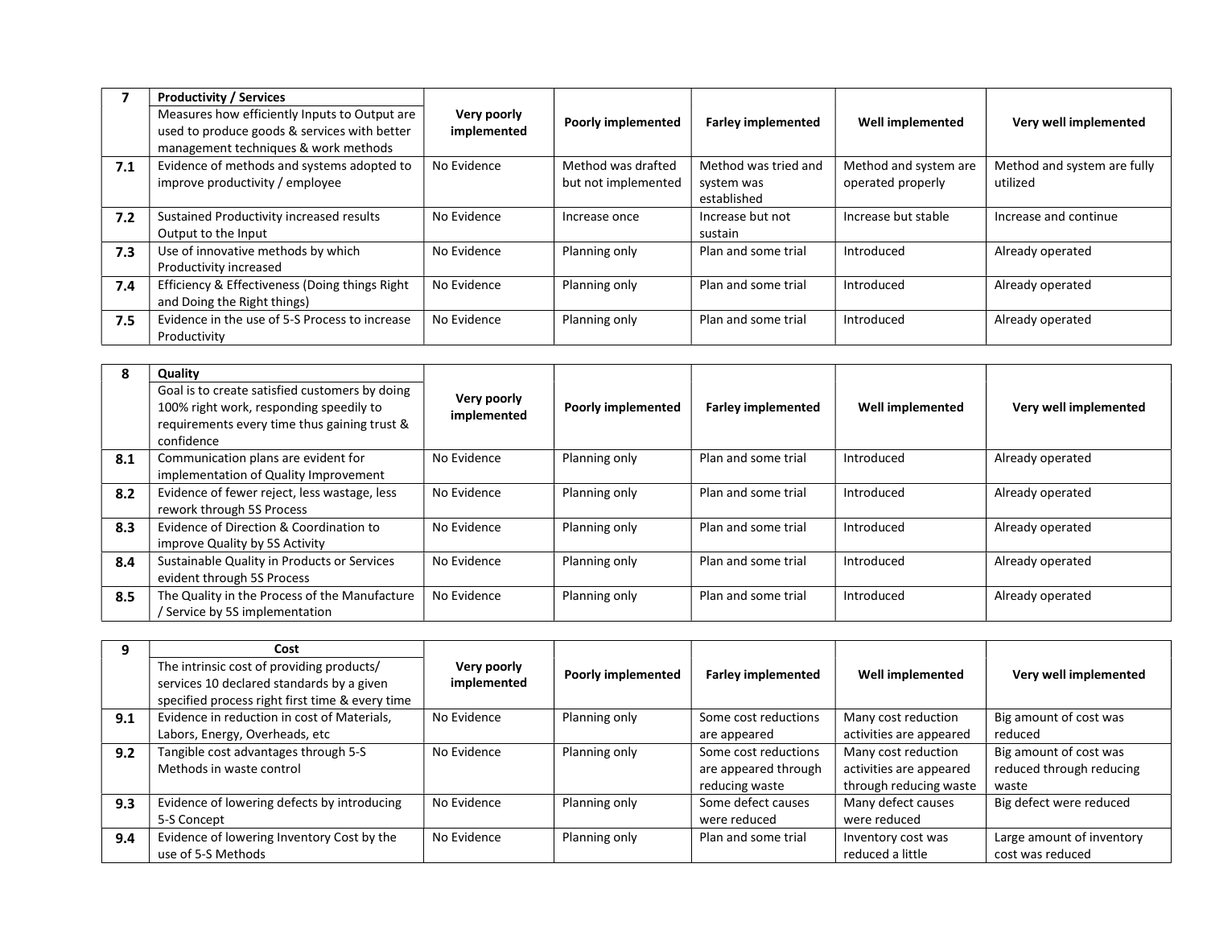| 7 | Productivity / Services<br>Measures how efficiently Inputs to Output are used to produce goods & services with better management techniques & work methods | Very poorly implemented | Poorly implemented | Farley implemented | Well implemented | Very well implemented |
|---|---|---|---|---|---|---|
| 7.1 | Evidence of methods and systems adopted to improve productivity / employee | No Evidence | Method was drafted but not implemented | Method was tried and system was established | Method and system are operated properly | Method and system are fully utilized |
| 7.2 | Sustained Productivity increased results Output to the Input | No Evidence | Increase once | Increase but not sustain | Increase but stable | Increase and continue |
| 7.3 | Use of innovative methods by which Productivity increased | No Evidence | Planning only | Plan and some trial | Introduced | Already operated |
| 7.4 | Efficiency & Effectiveness (Doing things Right and Doing the Right things) | No Evidence | Planning only | Plan and some trial | Introduced | Already operated |
| 7.5 | Evidence in the use of 5-S Process to increase Productivity | No Evidence | Planning only | Plan and some trial | Introduced | Already operated |

| 8 | Quality<br>Goal is to create satisfied customers by doing 100% right work, responding speedily to requirements every time thus gaining trust & confidence | Very poorly implemented | Poorly implemented | Farley implemented | Well implemented | Very well implemented |
|---|---|---|---|---|---|---|
| 8.1 | Communication plans are evident for implementation of Quality Improvement | No Evidence | Planning only | Plan and some trial | Introduced | Already operated |
| 8.2 | Evidence of fewer reject, less wastage, less rework through 5S Process | No Evidence | Planning only | Plan and some trial | Introduced | Already operated |
| 8.3 | Evidence of Direction & Coordination to improve Quality by 5S Activity | No Evidence | Planning only | Plan and some trial | Introduced | Already operated |
| 8.4 | Sustainable Quality in Products or Services evident through 5S Process | No Evidence | Planning only | Plan and some trial | Introduced | Already operated |
| 8.5 | The Quality in the Process of the Manufacture / Service by 5S implementation | No Evidence | Planning only | Plan and some trial | Introduced | Already operated |

| 9 | Cost<br>The intrinsic cost of providing products/ services 10 declared standards by a given specified process right first time & every time | Very poorly implemented | Poorly implemented | Farley implemented | Well implemented | Very well implemented |
|---|---|---|---|---|---|---|
| 9.1 | Evidence in reduction in cost of Materials, Labors, Energy, Overheads, etc | No Evidence | Planning only | Some cost reductions are appeared | Many cost reduction activities are appeared | Big amount of cost was reduced |
| 9.2 | Tangible cost advantages through 5-S Methods in waste control | No Evidence | Planning only | Some cost reductions are appeared through reducing waste | Many cost reduction activities are appeared through reducing waste | Big amount of cost was reduced through reducing waste |
| 9.3 | Evidence of lowering defects by introducing 5-S Concept | No Evidence | Planning only | Some defect causes were reduced | Many defect causes were reduced | Big defect were reduced |
| 9.4 | Evidence of lowering Inventory Cost by the use of 5-S Methods | No Evidence | Planning only | Plan and some trial | Inventory cost was reduced a little | Large amount of inventory cost was reduced |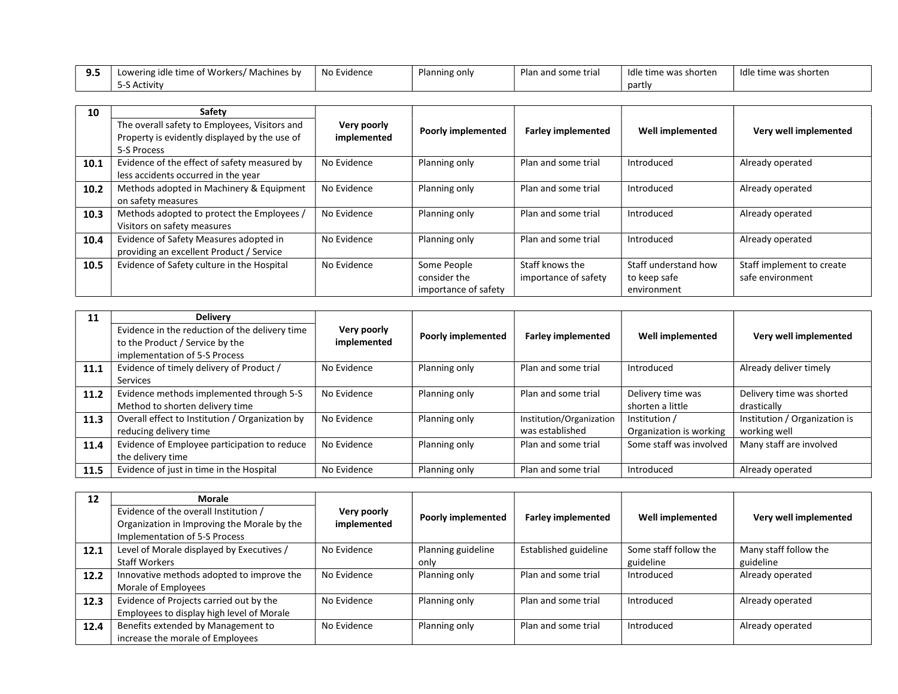| 9.5 | Lowering idle time of Workers/ Machines by 5-S Activity | No Evidence | Planning only | Plan and some trial | Idle time was shorten partly | Idle time was shorten |
|---|---|---|---|---|---|---|

| 10 | Safety<br>The overall safety to Employees, Visitors and Property is evidently displayed by the use of 5-S Process | Very poorly implemented | Poorly implemented | Farley implemented | Well implemented | Very well implemented |
|---|---|---|---|---|---|---|
| 10.1 | Evidence of the effect of safety measured by less accidents occurred in the year | No Evidence | Planning only | Plan and some trial | Introduced | Already operated |
| 10.2 | Methods adopted in Machinery & Equipment on safety measures | No Evidence | Planning only | Plan and some trial | Introduced | Already operated |
| 10.3 | Methods adopted to protect the Employees / Visitors on safety measures | No Evidence | Planning only | Plan and some trial | Introduced | Already operated |
| 10.4 | Evidence of Safety Measures adopted in providing an excellent Product / Service | No Evidence | Planning only | Plan and some trial | Introduced | Already operated |
| 10.5 | Evidence of Safety culture in the Hospital | No Evidence | Some People consider the importance of safety | Staff knows the importance of safety | Staff understand how to keep safe environment | Staff implement to create safe environment |

| 11 | Delivery<br>Evidence in the reduction of the delivery time to the Product / Service by the implementation of 5-S Process | Very poorly implemented | Poorly implemented | Farley implemented | Well implemented | Very well implemented |
|---|---|---|---|---|---|---|
| 11.1 | Evidence of timely delivery of Product / Services | No Evidence | Planning only | Plan and some trial | Introduced | Already deliver timely |
| 11.2 | Evidence methods implemented through 5-S Method to shorten delivery time | No Evidence | Planning only | Plan and some trial | Delivery time was shorten a little | Delivery time was shorted drastically |
| 11.3 | Overall effect to Institution / Organization by reducing delivery time | No Evidence | Planning only | Institution/Organization was established | Institution / Organization is working | Institution / Organization is working well |
| 11.4 | Evidence of Employee participation to reduce the delivery time | No Evidence | Planning only | Plan and some trial | Some staff was involved | Many staff are involved |
| 11.5 | Evidence of just in time in the Hospital | No Evidence | Planning only | Plan and some trial | Introduced | Already operated |

| 12 | Morale<br>Evidence of the overall Institution / Organization in Improving the Morale by the Implementation of 5-S Process | Very poorly implemented | Poorly implemented | Farley implemented | Well implemented | Very well implemented |
|---|---|---|---|---|---|---|
| 12.1 | Level of Morale displayed by Executives / Staff Workers | No Evidence | Planning guideline only | Established guideline | Some staff follow the guideline | Many staff follow the guideline |
| 12.2 | Innovative methods adopted to improve the Morale of Employees | No Evidence | Planning only | Plan and some trial | Introduced | Already operated |
| 12.3 | Evidence of Projects carried out by the Employees to display high level of Morale | No Evidence | Planning only | Plan and some trial | Introduced | Already operated |
| 12.4 | Benefits extended by Management to increase the morale of Employees | No Evidence | Planning only | Plan and some trial | Introduced | Already operated |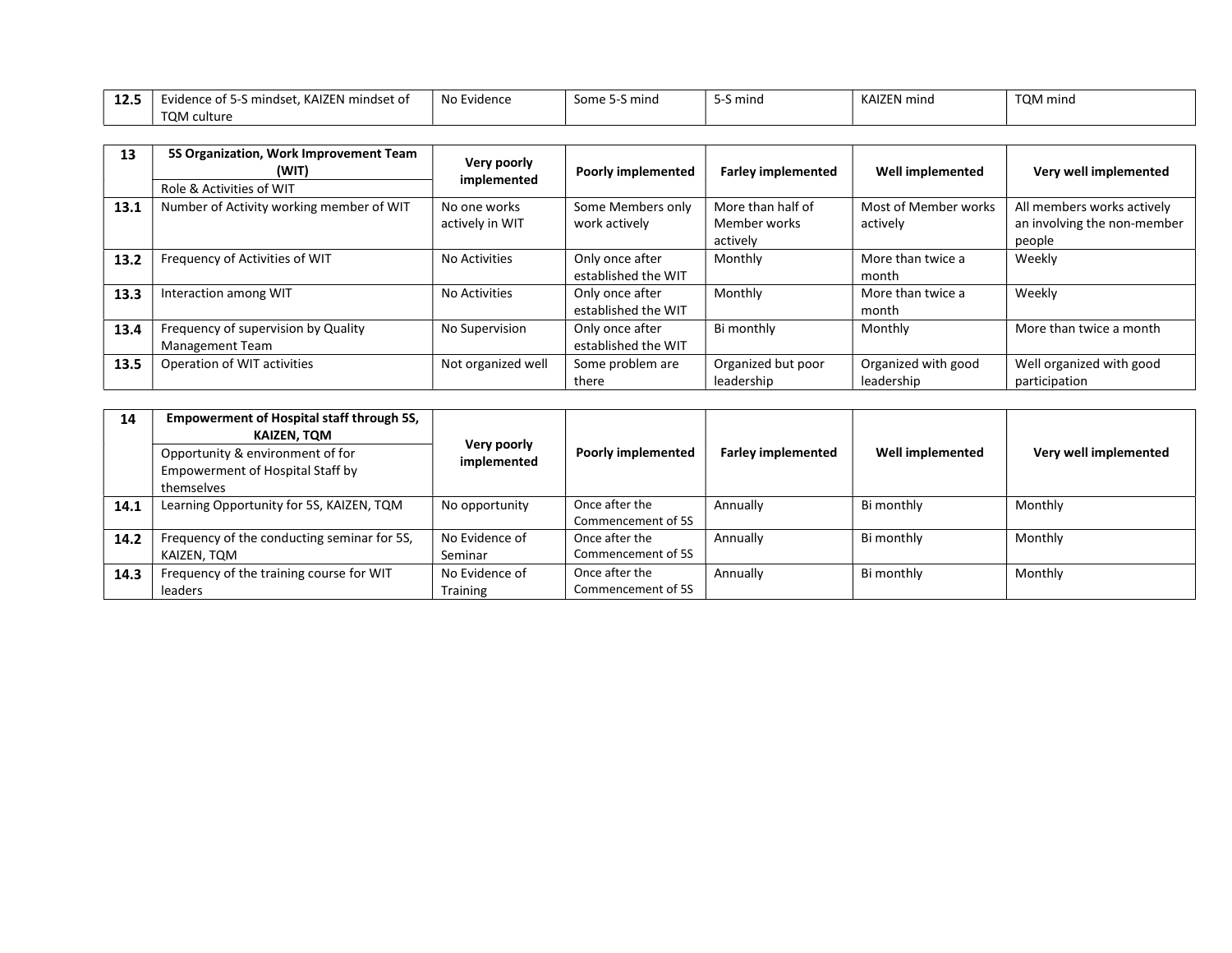| | | | | | | |
|---|---|---|---|---|---|---|
| **12.5** | Evidence of 5-S mindset, KAIZEN mindset of TQM culture | No Evidence | Some 5-S mind | 5-S mind | KAIZEN mind | TQM mind |

| **13** | **5S Organization, Work Improvement Team (WIT)** Role & Activities of WIT | **Very poorly implemented** | **Poorly implemented** | **Farley implemented** | **Well implemented** | **Very well implemented** |
|---|---|---|---|---|---|---|
| **13.1** | Number of Activity working member of WIT | No one works actively in WIT | Some Members only work actively | More than half of Member works actively | Most of Member works actively | All members works actively an involving the non-member people |
| **13.2** | Frequency of Activities of WIT | No Activities | Only once after established the WIT | Monthly | More than twice a month | Weekly |
| **13.3** | Interaction among WIT | No Activities | Only once after established the WIT | Monthly | More than twice a month | Weekly |
| **13.4** | Frequency of supervision by Quality Management Team | No Supervision | Only once after established the WIT | Bi monthly | Monthly | More than twice a month |
| **13.5** | Operation of WIT activities | Not organized well | Some problem are there | Organized but poor leadership | Organized with good leadership | Well organized with good participation |

| **14** | **Empowerment of Hospital staff through 5S, KAIZEN, TQM** Opportunity & environment of for Empowerment of Hospital Staff by themselves | **Very poorly implemented** | **Poorly implemented** | **Farley implemented** | **Well implemented** | **Very well implemented** |
|---|---|---|---|---|---|---|
| **14.1** | Learning Opportunity for 5S, KAIZEN, TQM | No opportunity | Once after the Commencement of 5S | Annually | Bi monthly | Monthly |
| **14.2** | Frequency of the conducting seminar for 5S, KAIZEN, TQM | No Evidence of Seminar | Once after the Commencement of 5S | Annually | Bi monthly | Monthly |
| **14.3** | Frequency of the training course for WIT leaders | No Evidence of Training | Once after the Commencement of 5S | Annually | Bi monthly | Monthly |